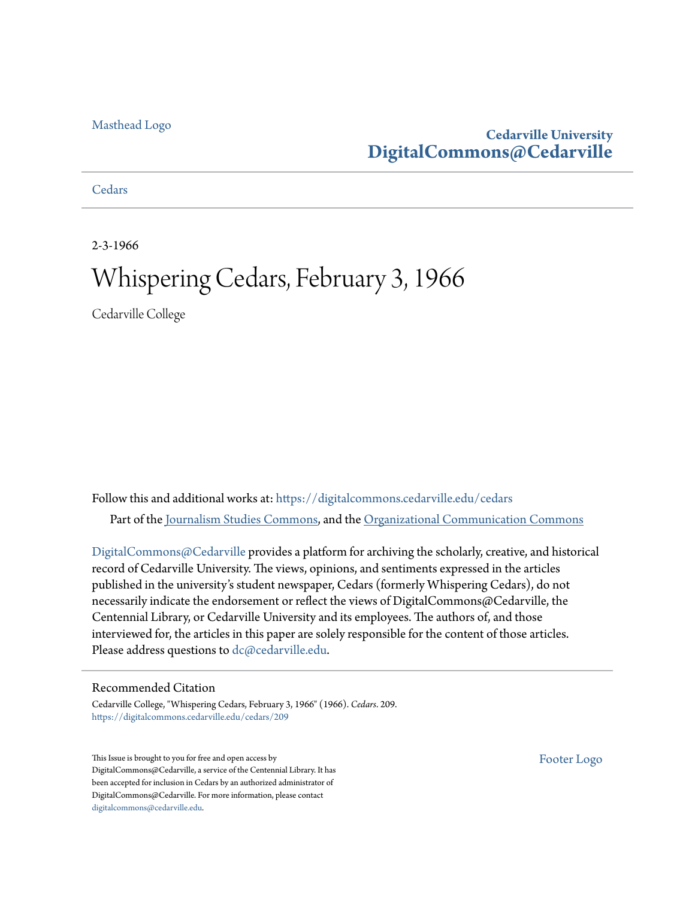Masthead Logo

**Cedarville University**
**DigitalCommons@Cedarville**

Cedars

2-3-1966

# Whispering Cedars, February 3, 1966

Cedarville College

Follow this and additional works at: https://digitalcommons.cedarville.edu/cedars

Part of the Journalism Studies Commons, and the Organizational Communication Commons

DigitalCommons@Cedarville provides a platform for archiving the scholarly, creative, and historical record of Cedarville University. The views, opinions, and sentiments expressed in the articles published in the university's student newspaper, Cedars (formerly Whispering Cedars), do not necessarily indicate the endorsement or reflect the views of DigitalCommons@Cedarville, the Centennial Library, or Cedarville University and its employees. The authors of, and those interviewed for, the articles in this paper are solely responsible for the content of those articles. Please address questions to dc@cedarville.edu.

## Recommended Citation

Cedarville College, "Whispering Cedars, February 3, 1966" (1966). *Cedars*. 209.
https://digitalcommons.cedarville.edu/cedars/209

This Issue is brought to you for free and open access by DigitalCommons@Cedarville, a service of the Centennial Library. It has been accepted for inclusion in Cedars by an authorized administrator of DigitalCommons@Cedarville. For more information, please contact digitalcommons@cedarville.edu.

Footer Logo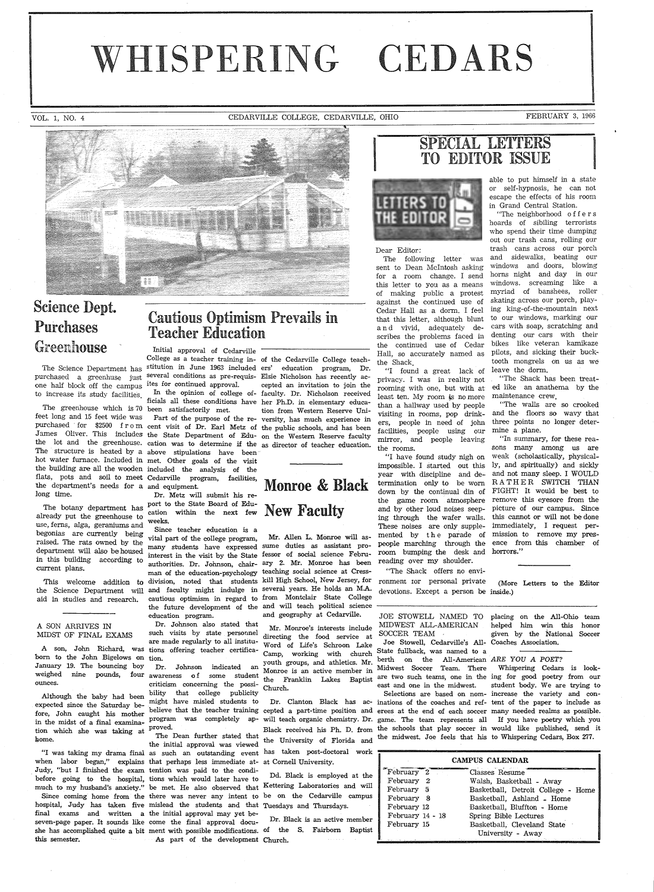# WHISPERING CEDARS

VOL. 1, NO. 4 — CEDARVILLE COLLEGE, CEDARVILLE, OHIO — FEBRUARY 3, 1966

## Science Dept. Purchases Greenhouse

The Science Department has purchased a greenhuse just one half block off the campus to increase its study facilities.

The greenhouse which is 70 feet long and 15 feet wide was purchased for $2500 from James Oliver. This includes the lot and the greenhouse. The structure is heated by a hot water furnace. Included in the building are all the wooden flats, pots and soil to meet the department's needs for a long time.

The botany department has already put the greenhouse to use, ferns, alga, geraniums and begonias are currently being raised. The rats owned by the department will also be housed in this building according to current plans.

This welcome addition to the Science Department will aid in studies and research.

### A SON ARRIVES IN MIDST OF FINAL EXAMS

A son, John Richard, was born to the John Bigelows on January 19. The bouncing boy weighed nine pounds, four ounces.

Although the baby had been expected since the Saturday before, John caught his mother in the midst of a final examination which she was taking at home.

"I was taking my drama final when labor began," explains Judy, "but I finished the exam before going to the hospital, much to my husband's anxiety."

Since coming home from the hospital, Judy has taken five final exams and written a seven-page paper. It sounds like she has accomplished quite a bit this semester.

## Cautious Optimism Prevails in Teacher Education

Initial approval of Cedarville College as a teacher training institution in June 1963 included several conditions as pre-requisites for continued approval.

In the opinion of college officials all these conditions have been satisfactorily met.

Part of the purpose of the recent visit of Dr. Earl Metz of the State Department of Education was to determine if the above stipulations have been met. Other goals of the visit included the analysis of the Cedarville program, facilities, and equipment.

Dr. Metz will submit his report to the State Board of Education within the next few weeks.

Since teacher education is a vital part of the college program, many students have expressed interest in the visit by the State authorities. Dr. Johnson, chairman of the education-psychology division, noted that students and faculty might indulge in cautious optimism in regard to the future development of the education program.

Dr. Johnson also stated that such visits by state personnel are made regularly to all institutions offering teacher certification.

Dr. Johnson indicated an awareness of some student criticism concerning the possibility that college publicity might have misled students to believe that the teacher training program was completely approved.

The Dean further stated that the initial approval was viewed as such an outstanding event that perhaps less immediate attention was paid to the conditions which would later have to be met. He also observed that there was never any intent to mislead the students and that the initial approval may yet become the final approval document with possible modifications.

As part of the development of the Cedarville College teachers' education program, Dr. Elsie Nicholson has recently accepted an invitation to join the faculty. Dr. Nicholson received her Ph.D. in elementary education from Western Reserve University, has much experience in the public schools, and has been on the Western Reserve faculty as director of teacher education.

## Monroe & Black New Faculty

Mr. Allen L. Monroe will assume duties as assistant professor of social science February 2. Mr. Monroe has been teaching social science at Cresskill High School, New Jersey, for several years. He holds an M.A. from Montclair State College and will teach political science and geography at Cedarville.

Mr. Monroe's interests include directing the food service at Word of Life's Schroon Lake Camp, working with church youth groups, and athletics. Mr. Monroe is an active member in the Franklin Lakes Baptist Church.

Dr. Clanton Black has accepted a part-time position and will teach organic chemistry. Dr. Black received his Ph. D. from the University of Florida and has taken post-doctoral work at Cornell University.

Dd. Black is employed at the Kettering Laboratories and will be on the Cedarville campus Tuesdays and Thursdays.

Dr. Black is an active member of the S. Fairborn Baptist Church.

## SPECIAL LETTERS TO EDITOR ISSUE

Dear Editor:

The following letter was sent to Dean McIntosh asking for a room change. I send this letter to you as a means of making public a protest against the continued use of Cedar Hall as a dorm. I feel that this letter, although blunt and vivid, adequately describes the problems faced in the continued use of Cedar Hall, so accurately named as the Shack.

"I found a great lack of privacy. I was in reality not rooming with one, but with at least ten. My room is no more than a hallway used by people visiting in rooms, pop drinkers, people in need of john facilities, people using our mirror, and people leaving the rooms.

"I have found study nigh on impossible. I started out this year with discipline and determination only to be worn down by the continual din of the game room atmosphere and by other loud noises seeping through the wafer walls. These noises are only supplemented by the parade of people marching through the room bumping the desk and reading over my shoulder.

"The Shack offers no environment ror personal private devotions. Except a person be able to put himself in a state or self-hypnosis, he can not escape the effects of his room in Grand Central Station.

"The neighborhood offers hoards of sibiling terrorists who spend their time dumping out our trash cans, rolling our trash cans across our porch and sidewalks, beating our windows and doors, blowing horns night and day in our windows. screaming like a myriad of banshees, roller skating across our porch, playing king-of-the-mountain next to our windows, marking our cars with soap, scratching and denting our cars with their bikes like veteran kamikaze pilots, and sicking their bucktooth mongrels on us as we leave the dorm.

"The Shack has been treated like an anathema by the maintenance crew.

"The walls are so crooked and the floors so wavy that three points no longer determine a plane.

"In summary, for these reasons many among us are weak (scholastically, physically, and spiritually) and sickly and not many sleep. I WOULD RATHER SWITCH THAN FIGHT! It would be best to remove this eyesore from the picture of our campus. Since this cannot or will not be done immediately, I request permission to remove my presence from this chamber of horrors."

(More Letters to the Editor inside.)

### JOE STOWELL NAMED TO MIDWEST ALL-AMERICAN SOCCER TEAM

Joe Stowell, Cedarville's All-State fullback, was named to a berth on the All-American Midwest Soccer Team. There are two such teams, one in the east and one in the midwest.

Selections are based on nominations of the coaches and referees at the end of each soccer game. The team represents all the schools that play soccer in the midwest. Joe feels that his placing on the All-Ohio team helped him win this honor given by the National Soccer Coaches Association.

### *ARE YOU A POET?*

Whispering Cedars is looking for good poetry from our student body. We are trying to increase the variety and content of the paper to include as many needed realms as possible.

If you have poetry which you would like published, send it to Whispering Cedars, Box 277.

### CAMPUS CALENDAR

| | |
|---|---|
| February 2 | Classes Resume |
| February 2 | Walsh, Basketball - Away |
| February 5 | Basketball, Detroit College - Home |
| February 8 | Basketball, Ashland - Home |
| February 12 | Basketball, Bluffton - Home |
| February 14 - 18 | Spring Bible Lectures |
| February 15 | Basketball, Cleveland State University - Away |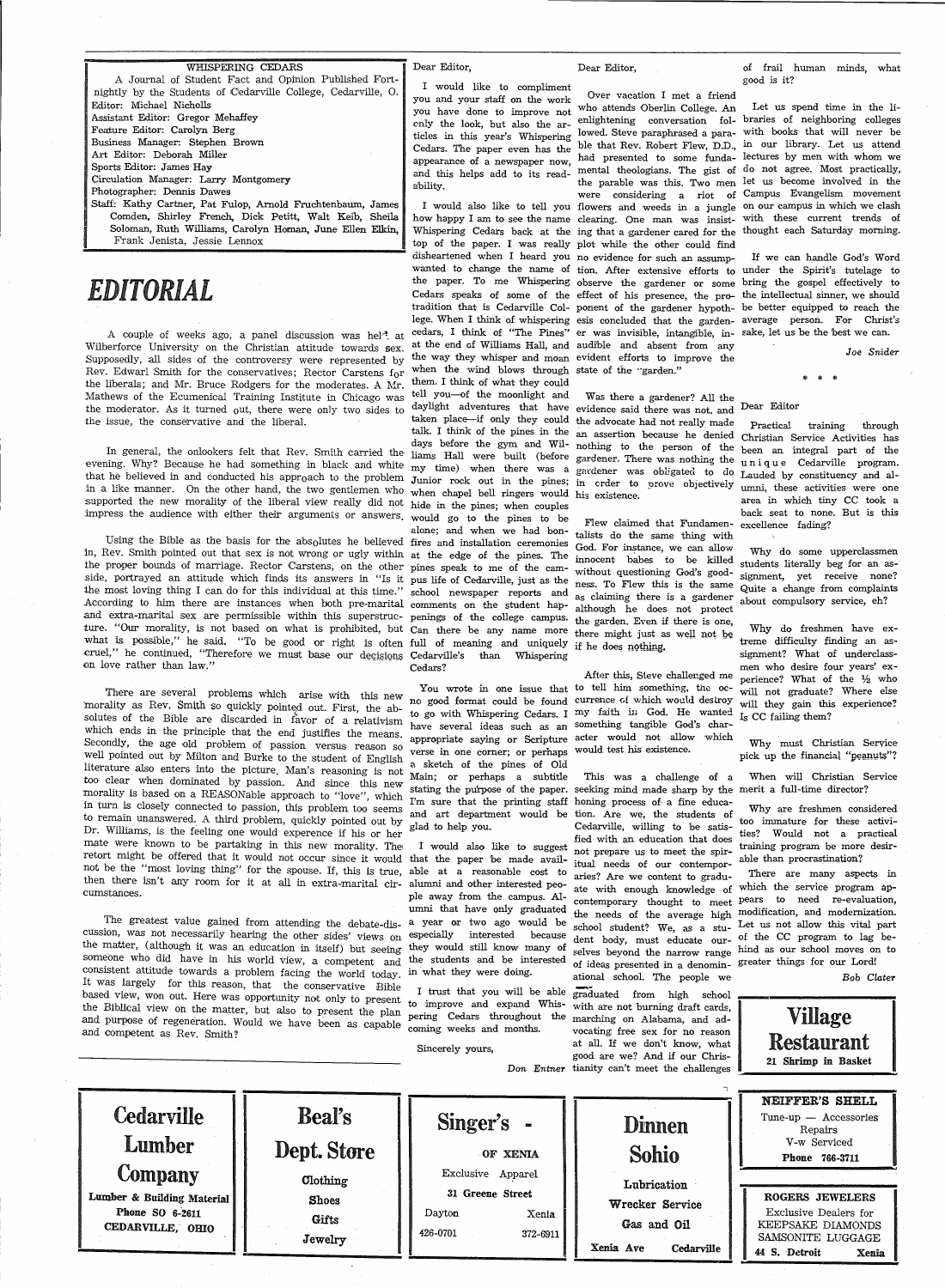**WHISPERING CEDARS**

A Journal of Student Fact and Opinion Published Fortnightly by the Students of Cedarville College, Cedarville, O.

Editor: Michael Nicholls
Assistant Editor: Gregor Mehaffey
Feature Editor: Carolyn Berg
Business Manager: Stephen Brown
Art Editor: Deborah Miller
Sports Editor: James Hay
Circulation Manager: Larry Montgomery
Photographer: Dennis Dawes
Staff: Kathy Cartner, Pat Fulop, Arnold Fruchtenbaum, James Comden, Shirley French, Dick Petitt, Walt Keib, Sheila Soloman, Ruth Williams, Carolyn Homan, June Ellen Elkin, Frank Jenista, Jessie Lennox

# EDITORIAL

A couple of weeks ago, a panel discussion was held at Wilberforce University on the Christian attitude towards sex. Supposedly, all sides of the controversy were represented by Rev. Edward Smith for the conservatives; Rector Carstens for the liberals; and Mr. Bruce Rodgers for the moderates. A Mr. Mathews of the Ecumenical Training Institute in Chicago was the moderator. As it turned out, there were only two sides to the issue, the conservative and the liberal.

In general, the onlookers felt that Rev. Smith carried the evening. Why? Because he had something in black and white that he believed in and conducted his approach to the problem in a like manner. On the other hand, the two gentlemen who supported the new morality of the liberal view really did not impress the audience with either their arguments or answers.

Using the Bible as the basis for the absolutes he believed in, Rev. Smith pointed out that sex is not wrong or ugly within the proper bounds of marriage. Rector Carstens, on the other side, portrayed an attitude which finds its answers in "Is it the most loving thing I can do for this individual at this time." According to him there are instances when both pre-marital and extra-marital sex are permissible within this superstructure. "Our morality, is not based on what is prohibited, but what is possible," he said. "To be good or right is often cruel," he continued, "Therefore we must base our decisions on love rather than law."

There are several problems which arise with this new morality as Rev. Smith so quickly pointed out. First, the absolutes of the Bible are discarded in favor of a relativism which ends in the principle that the end justifies the means. Secondly, the age old problem of passion versus reason so well pointed out by Milton and Burke to the student of English literature also enters into the picture. Man's reasoning is not too clear when dominated by passion. And since this new morality is based on a REASONable approach to "love", which in turn is closely connected to passion, this problem too seems to remain unanswered. A third problem, quickly pointed out by Dr. Williams, is the feeling one would experience if his or her mate were known to be partaking in this new morality. The retort might be offered that it would not occur since it would not be the "most loving thing" for the spouse. If, this is true, then there isn't any room for it at all in extra-marital circumstances.

The greatest value gained from attending the debate-discussion, was not necessarily hearing the other sides' views on the matter, (although it was an education in itself) but seeing someone who did have in his world view, a competent and consistent attitude towards a problem facing the world today. It was largely for this reason, that the conservative Bible based view, won out. Here was opportunity not only to present the Biblical view on the matter, but also to present the plan and purpose of regeneration. Would we have been as capable and competent as Rev. Smith?

---

Dear Editor,

I would like to compliment you and your staff on the work you have done to improve not only the look, but also the articles in this year's Whispering Cedars. The paper even has the appearance of a newspaper now, and this helps add to its readability.

I would also like to tell you how happy I am to see the name Whispering Cedars back at the top of the paper. I was really disheartened when I heard you wanted to change the name of the paper. To me Whispering Cedars speaks of some of the tradition that is Cedarville College. When I think of whispering cedars, I think of "The Pines" at the end of Williams Hall, and the way they whisper and moan when the wind blows through them. I think of what they could tell you—of the moonlight and daylight adventures that have taken place—if only they could talk. I think of the pines in the days before the gym and Williams Hall were built (before my time) when there was a Junior rock out in the pines; when chapel bell ringers would hide in the pines; when couples would go to the pines to be alone; and when we had bonfires and installation ceremonies at the edge of the pines. The pines speak to me of the campus life of Cedarville, just as the school newspaper reports and comments on the student happenings of the college campus. Can there be any name more full of meaning and uniquely Cedarville's than Whispering Cedars?

You wrote in one issue that no good format could be found to go with Whispering Cedars. I have several ideas such as an appropriate saying or Scripture verse in one corner; or perhaps a sketch of the pines of Old Main; or perhaps a subtitle stating the purpose of the paper. I'm sure that the printing staff and art department would be glad to help you.

I would also like to suggest that the paper be made available at a reasonable cost to alumni and other interested people away from the campus. Alumni that have only graduated a year or two ago would be especially interested because they would still know many of the students and be interested in what they were doing.

I trust that you will be able to improve and expand Whispering Cedars throughout the coming weeks and months.

Sincerely yours,

*Don Entner*

---

Dear Editor,

Over vacation I met a friend who attends Oberlin College. An enlightening conversation followed. Steve paraphrased a parable that Rev. Robert Flew, D.D., had presented to some fundamental theologians. The gist of the parable was this. Two men were considering a riot of flowers and weeds in a jungle clearing. One man was insisting that a gardener cared for the plot while the other could find no evidence for such an assumption. After extensive efforts to observe the gardener or some effect of his presence, the proponent of the gardener hypothesis concluded that the gardener was invisible, intangible, inaudible and absent from any evident efforts to improve the state of the "garden."

Was there a gardener? All the evidence said there was not, and the advocate had not really made an assertion because he denied nothing to the person of the gardener. There was nothing the gardener was obligated to do in order to prove objectively his existence.

Flew claimed that Fundamentalists do the same thing with God. For instance, we can allow innocent babes to be killed without questioning God's goodness. To Flew this is the same as claiming there is a gardener although he does not protect the garden. Even if there is one, there might just as well not be if he does nothing.

After this, Steve challenged me to tell him something, the occurrence of which would destroy my faith in God. He wanted something tangible God's character would not allow which would test his existence.

This was a challenge of a seeking mind made sharp by the honing process of a fine education. Are we, the students of Cedarville, willing to be satisfied with an education that does not prepare us to meet the spiritual needs of our contemporaries? Are we content to graduate with enough knowledge of contemporary thought to meet the needs of the average high school student? We, as a student body, must educate ourselves beyond the narrow range of ideas presented in a denominational school. The people we graduated from high school with are not burning draft cards, marching on Alabama, and advocating free sex for no reason at all. If we don't know, what good are we? And if our Christianity can't meet the challenges of frail human minds, what good is it?

Let us spend time in the libraries of neighboring colleges with books that will never be in our library. Let us attend lectures by men with whom we do not agree. Most practically, let us become involved in the Campus Evangelism movement on our campus in which we clash with these current trends of thought each Saturday morning.

If we can handle God's Word under the Spirit's tutelage to bring the gospel effectively to the intellectual sinner, we should be better equipped to reach the average person. For Christ's sake, let us be the best we can.

*Joe Snider*

\* \* \*

Dear Editor

Practical training through Christian Service Activities has been an integral part of the unique Cedarville program. Lauded by constituency and alumni, these activities were one area in which tiny CC took a back seat to none. But is this excellence fading?

Why do some upperclassmen students literally beg for an assignment, yet receive none? Quite a change from complaints about compulsory service, eh?

Why do freshmen have extreme difficulty finding an assignment? What of underclassmen who desire four years' experience? What of the ½ who will not graduate? Where else will they gain this experience? Is CC failing them?

Why must Christian Service pick up the financial "peanuts"?

When will Christian Service merit a full-time director?

Why are freshmen considered too immature for these activities? Would not a practical training program be more desirable than procrastination?

There are many aspects in which the service program appears to need re-evaluation, modification, and modernization. Let us not allow this vital part of the CC program to lag behind as our school moves on to greater things for our Lord!

*Bob Clater*

---

**Village Restaurant**
21 Shrimp in Basket

**Cedarville Lumber Company**
Lumber & Building Material
Phone SO 6-2611
CEDARVILLE, OHIO

**Beal's Dept. Store**
Clothing
Shoes
Gifts
Jewelry

**Singer's - OF XENIA**
Exclusive Apparel
31 Greene Street
Dayton 426-0701 — Xenia 372-6911

**Dinnen Sohio**
Lubrication
Wrecker Service
Gas and Oil
Xenia Ave — Cedarville

**NEIFFER'S SHELL**
Tune-up — Accessories
Repairs
V-w Serviced
Phone 766-3711

**ROGERS JEWELERS**
Exclusive Dealers for
KEEPSAKE DIAMONDS
SAMSONITE LUGGAGE
44 S. Detroit — Xenia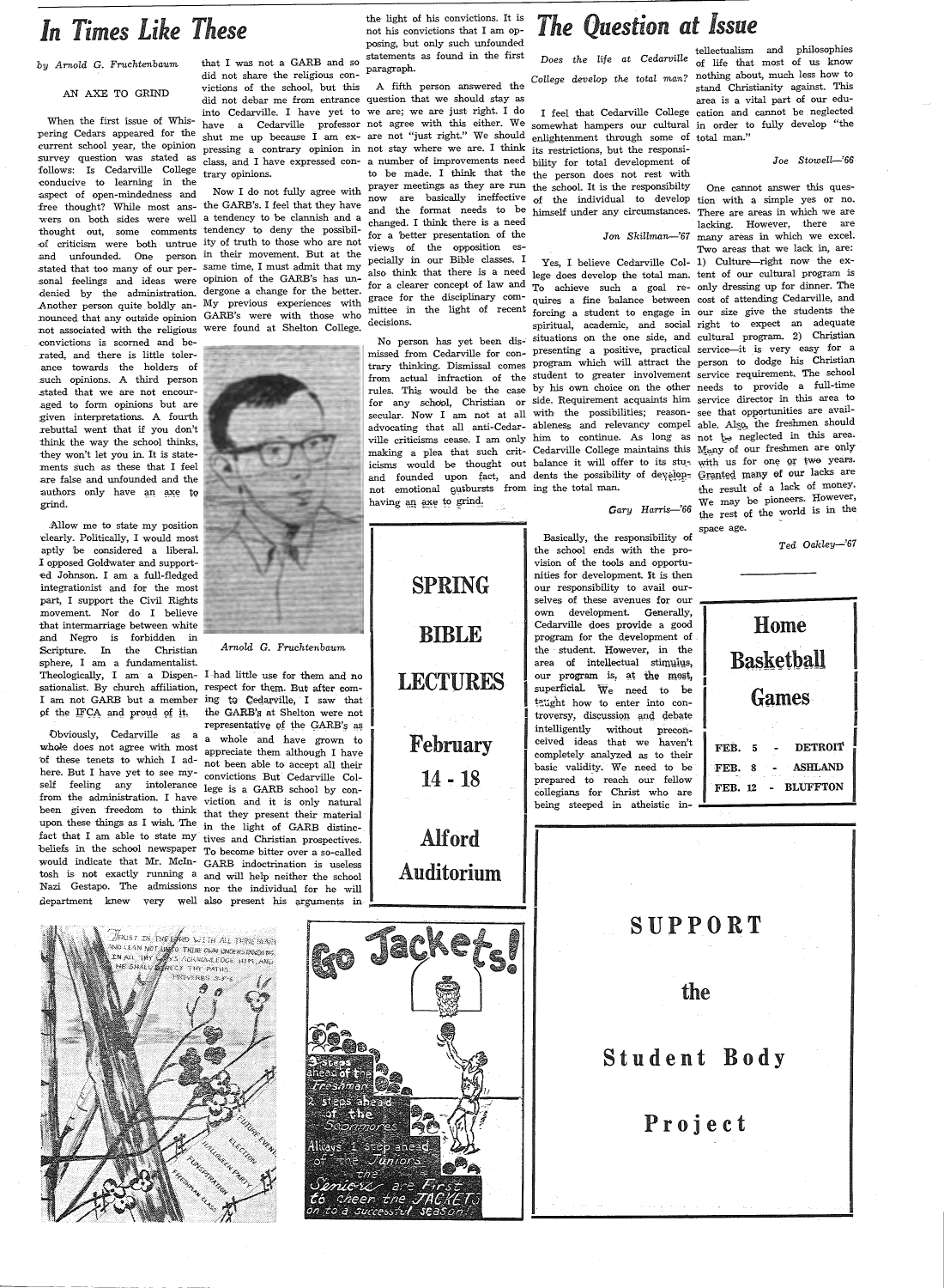# In Times Like These

*by Arnold G. Fruchtenbaum*

AN AXE TO GRIND

When the first issue of Whispering Cedars appeared for the current school year, the opinion survey question was stated as follows: Is Cedarville College conducive to learning in the aspect of open-mindedness and free thought? While most answers on both sides were well thought out, some comments of criticism were both untrue and unfounded. One person stated that too many of our personal feelings and ideas were denied by the administration. Another person quite boldly announced that any outside opinion not associated with the religious convictions is scorned and berated, and there is little tolerance towards the holders of such opinions. A third person stated that we are not encouraged to form opinions but are given interpretations. A fourth rebuttal went that if you don't think the way the school thinks, they won't let you in. It is statements such as these that I feel are false and unfounded and the authors only have an axe to grind.

Allow me to state my position clearly. Politically, I would most aptly be considered a liberal. I opposed Goldwater and supported Johnson. I am a full-fledged integrationist and for the most part, I support the Civil Rights movement. Nor do I believe that intermarriage between white and Negro is forbidden in Scripture. In the Christian sphere, I am a fundamentalist. Theologically, I am a Dispensationalist. By church affiliation, I am not GARB but a member of the IFCA and proud of it.

Obviously, Cedarville as a whole does not agree with most of these tenets to which I adhere. But I have yet to see myself feeling any intolerance from the administration. I have been given freedom to think upon these things as I wish. The fact that I am able to state my beliefs in the school newspaper would indicate that Mr. McIntosh is not exactly running a Nazi Gestapo. The admissions department knew very well that I was not a GARB and so did not share the religious convictions of the school, but this did not debar me from entrance into Cedarville. I have yet to have a Cedarville professor shut me up because I am expressing a contrary opinion in class, and I have expressed contrary opinions.

Now I do not fully agree with the GARB's. I feel that they have a tendency to be clannish and a tendency to deny the possibility of truth to those who are not in their movement. But at the same time, I must admit that my opinion of the GARB's has undergone a change for the better. My previous experiences with GARB's were with those who were found at Shelton College.

Arnold G. Fruchtenbaum

I had little use for them and no respect for them. But after coming to Cedarville, I saw that the GARB's at Shelton were not representative of the GARB's as a whole and have grown to appreciate them although I have not been able to accept all their convictions. But Cedarville College is a GARB school by conviction and it is only natural that they present their material in the light of GARB distinctives and Christian prospectives. To become bitter over a so-called GARB indoctrination is useless and will help neither the school nor the individual for he will also present his arguments in the light of his convictions. It is not his convictions that I am opposing, but only such unfounded statements as found in the first paragraph.

A fifth person answered the question that we should stay as we are; we are just right. I do not agree with this either. We are not "just right." We should not stay where we are. I think that a number of improvements need to be made. I think that the prayer meetings as they are run now are basically ineffective and the format needs to be changed. I think there is a need for a better presentation of the views of the opposition especially in our Bible classes. I also think that there is a need for a clearer concept of law and grace for the disciplinary committee in the light of recent decisions.

No person has yet been dismissed from Cedarville for contrary thinking. Dismissal comes from actual infraction of the rules. This would be the case for any school, Christian or secular. Now I am not at all advocating that all anti-Cedarville criticisms cease. I am only making a plea that such criticisms would be thought out and founded upon fact, and not emotional outbursts from having an axe to grind.

# The Question at Issue

*Does the life at Cedarville College develop the total man?*

I feel that Cedarville College somewhat hampers our cultural enlightenment through some of its restrictions, but the responsibility for total development of the person does not rest with the school. It is the responsibilty of the individual to develop himself under any circumstances.

*Jon Skillman—'67*

Yes, I believe Cedarville College does develop the total man. To achieve such a goal requires a fine balance between forcing a student to engage in spiritual, academic, and social situations on the one side, and presenting a positive, practical program which will attract the student to greater involvement by his own choice on the other side. Requirement acquaints him with the possibilities; reasonableness and relevancy compel him to continue. As long as Cedarville College maintains this balance it will offer to its students the possibility of developing the total man.

*Gary Harris—'66*

Basically, the responsibility of the school ends with the provision of the tools and opportunities for development. It is then our responsibility to avail ourselves of these avenues for our own development. Generally, Cedarville does provide a good program for the development of the student. However, in the area of intellectual stimulus, our program is, at the most, superficial. We need to be taught how to enter into controversy, discussion and debate intelligently without preconceived ideas that we haven't completely analyzed as to their basic validity. We need to be prepared to reach our fellow collegians for Christ who are being steeped in atheistic intellectualism and philosophies of life that most of us know nothing about, much less how to stand Christianity against. This area is a vital part of our education and cannot be neglected in order to fully develop "the total man."

*Joe Stowell—'66*

One cannot answer this question with a simple yes or no. There are areas in which we are lacking. However, there are many areas in which we excel. Two areas that we lack in, are: 1) Culture—right now the extent of our cultural program is only dressing up for dinner. The cost of attending Cedarville, and our size give the students the right to expect an adequate cultural program. 2) Christian service—it is very easy for a person to dodge his Christian service requirement. The school needs to provide a full-time service director in this area to see that opportunities are available. Also, the freshmen should not be neglected in this area. Many of our freshmen are only with us for one or two years. Granted many of our lacks are the result of a lack of money. We may be pioneers. However, the rest of the world is in the space age.

*Ted Oakley—'67*

**SPRING BIBLE LECTURES**

**February 14 - 18**

**Alford Auditorium**

**Home Basketball Games**

| | | |
|---|---|---|
| FEB. 5 | - | DETROIT |
| FEB. 8 | - | ASHLAND |
| FEB. 12 | - | BLUFFTON |

**SUPPORT the Student Body Project**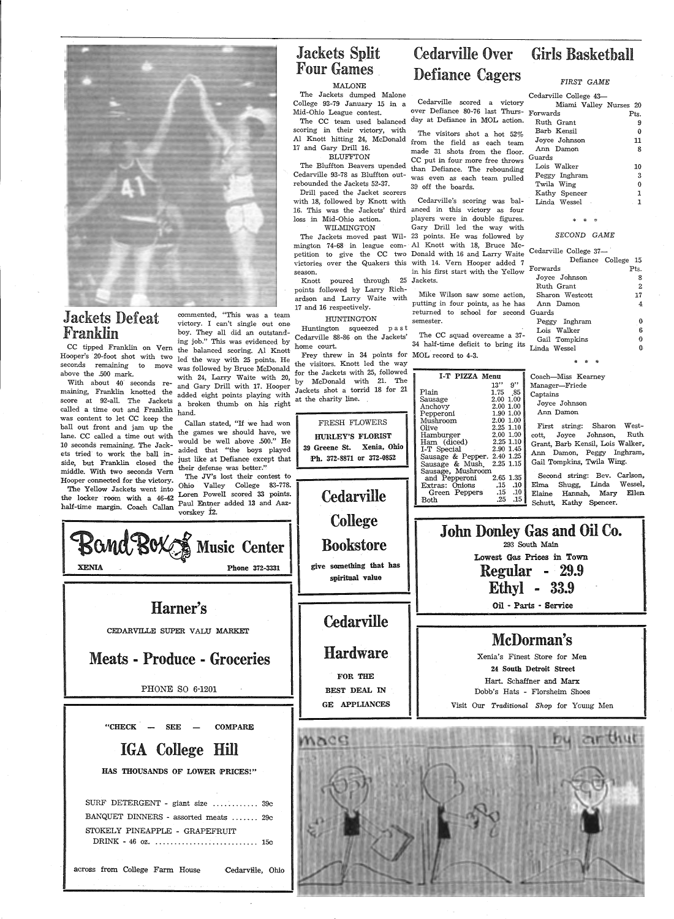## Jackets Defeat Franklin

CC tipped Franklin on Vern Hooper's 20-foot shot with two seconds remaining to move above the .500 mark.

With about 40 seconds remaining, Franklin knotted the score at 92-all. The Jackets called a time out and Franklin was content to let CC keep the ball out front and jam up the lane. CC called a time out with 10 seconds remaining. The Jackets tried to work the ball inside, but Franklin closed the middle. With two seconds Vern Hooper connected for the victory.

The Yellow Jackets went into the locker room with a 46-42 half-time margin. Coach Callan commented, "This was a team victory. I can't single out one boy. They all did an outstanding job." This was evidenced by the balanced scoring. Al Knott led the way with 25 points. He was followed by Bruce McDonald with 24, Larry Waite with 20, and Gary Drill with 17. Hooper added eight points playing with a broken thumb on his right hand.

Callan stated, "If we had won the games we should have, we would be well above .500." He added that "the boys played just like at Defiance except that their defense was better."

The JV's lost their contest to Ohio Valley College 83-778. Loren Powell scored 33 points. Paul Entner added 13 and Aazvorskey 12.

## Jackets Split Four Games

MALONE

The Jackets dumped Malone College 93-79 January 15 in a Mid-Ohio League contest.

The CC team used balanced scoring in their victory, with Al Knott hitting 24, McDonald 17 and Gary Drill 16.

BLUFFTON

The Bluffton Beavers upended Cedarville 93-78 as Bluffton outrebounded the Jackets 52-37.

Drill paced the Jacket scorers with 18, followed by Knott with 16. This was the Jackets' third loss in Mid-Ohio action.

WILMINGTON

The Jackets moved past Wilmington 74-68 in league competition to give the CC two victories over the Quakers this season.

Knott poured through 25 points followed by Larry Richardson and Larry Waite with 17 and 16 respectively.

HUNTINGTON

Huntington squeezed past Cedarville 88-86 on the Jackets' home court.

Frey threw in 34 points for the visitors. Knott led the way for the Jackets with 25, followed by McDonald with 21. The Jackets shot a torrid 18 for 21 at the charity line.

## Cedarville Over Defiance Cagers

Cedarville scored a victory over Defiance 80-76 last Thursday at Defiance in MOL action.

The visitors shot a hot 52% from the field as each team made 31 shots from the floor. CC put in four more free throws than Defiance. The rebounding was even as each team pulled 39 off the boards.

Cedarville's scoring was balanced in this victory as four players were in double figures. Gary Drill led the way with 23 points. He was followed by Al Knott with 18, Bruce McDonald with 16 and Larry Waite with 14. Vern Hooper added 7 in his first start with the Yellow Jackets.

Mike Wilson saw some action, putting in four points, as he has returned to school for second semester.

The CC squad overcame a 37-34 half-time deficit to bring its MOL record to 4-3.

## Girls Basketball

*FIRST GAME*

Cedarville College 43— Miami Valley Nurses 20

| Forwards | Pts. |
|---|---|
| Ruth Grant | 9 |
| Barb Kensil | 0 |
| Joyce Johnson | 11 |
| Ann Damon | 8 |
| **Guards** | |
| Lois Walker | 10 |
| Peggy Inghram | 3 |
| Twila Wing | 0 |
| Kathy Spencer | 1 |
| Linda Wessel | 1 |

\* \* \*

*SECOND GAME*

Cedarville College 37— Defiance College 15

| Forwards | Pts. |
|---|---|
| Joyce Johnson | 8 |
| Ruth Grant | 2 |
| Sharon Westcott | 17 |
| Ann Damon | 4 |
| **Guards** | |
| Peggy Inghram | 0 |
| Lois Walker | 6 |
| Gail Tompkins | 0 |
| Linda Wessel | 0 |

\* \* \*

Coach—Miss Kearney
Manager—Friede
Captains
Joyce Johnson
Ann Damon

First string: Sharon Westcott, Joyce Johnson, Ruth Grant, Barb Kensil, Lois Walker, Ann Damon, Peggy Inghram, Gail Tompkins, Twila Wing.

Second string: Bev. Carlson, Elma Shugg, Linda Wessel, Elaine Hannah, Mary Ellen Schutt, Kathy Spencer.

---

**I-T PIZZA Menu**

| | 13" | 9" |
|---|---|---|
| Plain | 1.75 | .85 |
| Sausage | 2.00 | 1.00 |
| Anchovy | 2.00 | 1.00 |
| Pepperoni | 1.90 | 1.00 |
| Mushroom | 2.00 | 1.00 |
| Olive | 2.25 | 1.10 |
| Hamburger | 2.00 | 1.00 |
| Ham (diced) | 2.25 | 1.10 |
| I-T Special | 2.90 | 1.45 |
| Sausage & Pepper. | 2.40 | 1.25 |
| Sausage & Mush. | 2.25 | 1.15 |
| Sausage, Mushroom and Pepperoni | 2.65 | 1.35 |
| Extras: Onions | .15 | .10 |
| Green Peppers | .15 | .10 |
| Both | .25 | .15 |

FRESH FLOWERS
**HURLEY'S FLORIST**
39 Greene St. Xenia, Ohio
Ph. 372-8871 or 372-0852

**Cedarville College Bookstore**
give something that has spiritual value

**John Donley Gas and Oil Co.**
293 South Main
Lowest Gas Prices in Town
**Regular - 29.9**
**Ethyl - 33.9**
Oil - Parts - Service

**Band Box Music Center**
XENIA Phone 372-3331

**Harner's**
CEDARVILLE SUPER VALU MARKET
**Meats - Produce - Groceries**
PHONE SO 6-1201

**Cedarville Hardware**
FOR THE BEST DEAL IN GE APPLIANCES

**McDorman's**
Xenia's Finest Store for Men
24 South Detroit Street
Hart. Schaffner and Marx
Dobb's Hats - Florsheim Shoes
Visit Our *Traditional* Shop for Young Men

"CHECK — SEE — COMPARE
**IGA College Hill**
HAS THOUSANDS OF LOWER PRICES!"

SURF DETERGENT - giant size ............ 39c
BANQUET DINNERS - assorted meats ....... 29c
STOKELY PINEAPPLE - GRAPEFRUIT DRINK - 46 oz. ........................... 15c

across from College Farm House Cedarville, Ohio

macs by arthur